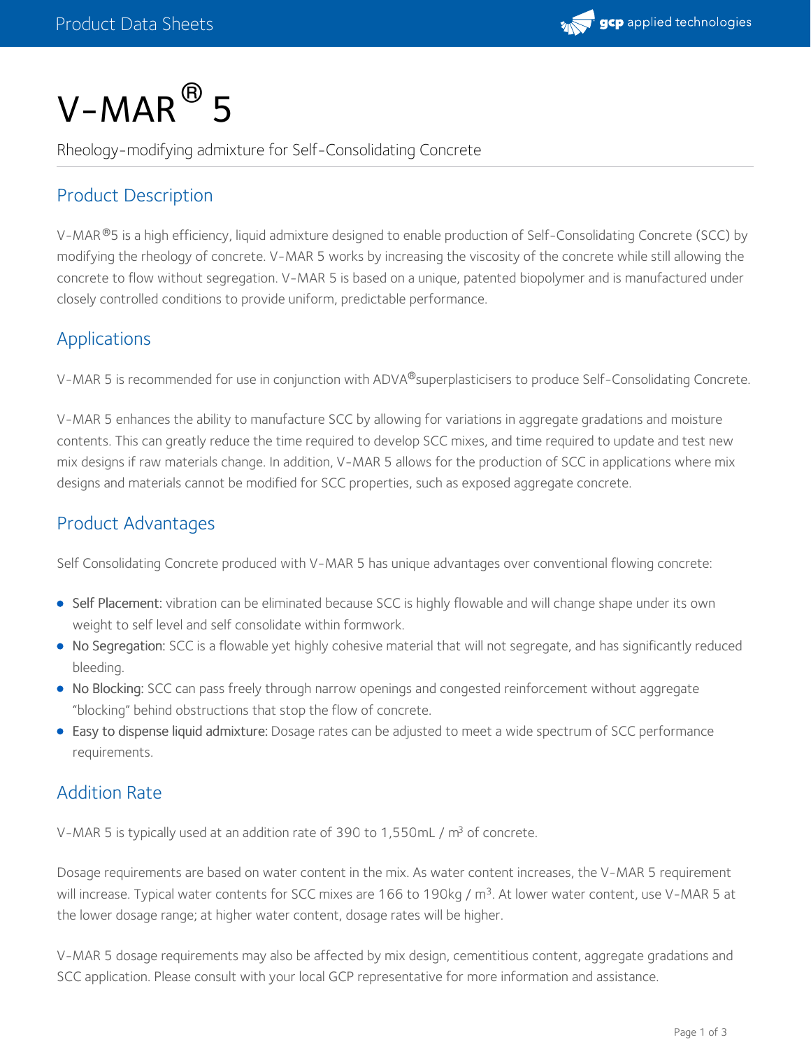# V-MAR® 5

Rheology-modifying admixture for Self-Consolidating Concrete

## Product Description

V-MAR®5 is a high efficiency, liquid admixture designed to enable production of Self-Consolidating Concrete (SCC) by modifying the rheology of concrete. V-MAR 5 works by increasing the viscosity of the concrete while still allowing the concrete to flow without segregation. V-MAR 5 is based on a unique, patented biopolymer and is manufactured under closely controlled conditions to provide uniform, predictable performance.

## Applications

V-MAR 5 is recommended for use in conjunction with ADVA®superplasticisers to produce Self-Consolidating Concrete.

V-MAR 5 enhances the ability to manufacture SCC by allowing for variations in aggregate gradations and moisture contents. This can greatly reduce the time required to develop SCC mixes, and time required to update and test new mix designs if raw materials change. In addition, V-MAR 5 allows for the production of SCC in applications where mix designs and materials cannot be modified for SCC properties, such as exposed aggregate concrete.

## Product Advantages

Self Consolidating Concrete produced with V-MAR 5 has unique advantages over conventional flowing concrete:

- Self Placement: vibration can be eliminated because SCC is highly flowable and will change shape under its own weight to self level and self consolidate within formwork.
- No Segregation: SCC is a flowable yet highly cohesive material that will not segregate, and has significantly reduced bleeding.
- No Blocking: SCC can pass freely through narrow openings and congested reinforcement without aggregate "blocking" behind obstructions that stop the flow of concrete.
- Easy to dispense liquid admixture: Dosage rates can be adjusted to meet a wide spectrum of SCC performance requirements.

## Addition Rate

V-MAR 5 is typically used at an addition rate of 390 to 1,550mL / $m^3$ of concrete.

Dosage requirements are based on water content in the mix. As water content increases, the V-MAR 5 requirement will increase. Typical water contents for SCC mixes are 166 to 190kg / $m^3$. At lower water content, use V-MAR 5 at the lower dosage range; at higher water content, dosage rates will be higher.

V-MAR 5 dosage requirements may also be affected by mix design, cementitious content, aggregate gradations and SCC application. Please consult with your local GCP representative for more information and assistance.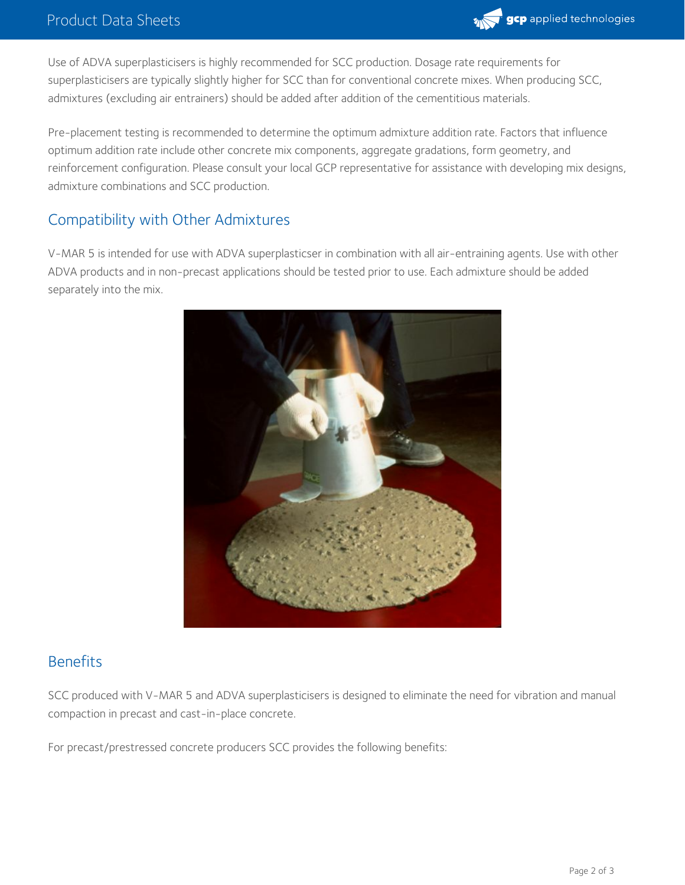Use of ADVA superplasticisers is highly recommended for SCC production. Dosage rate requirements for superplasticisers are typically slightly higher for SCC than for conventional concrete mixes. When producing SCC, admixtures (excluding air entrainers) should be added after addition of the cementitious materials.

Pre-placement testing is recommended to determine the optimum admixture addition rate. Factors that influence optimum addition rate include other concrete mix components, aggregate gradations, form geometry, and reinforcement configuration. Please consult your local GCP representative for assistance with developing mix designs, admixture combinations and SCC production.

## Compatibility with Other Admixtures

V-MAR 5 is intended for use with ADVA superplasticser in combination with all air-entraining agents. Use with other ADVA products and in non-precast applications should be tested prior to use. Each admixture should be added separately into the mix.

## Benefits

SCC produced with V-MAR 5 and ADVA superplasticisers is designed to eliminate the need for vibration and manual compaction in precast and cast-in-place concrete.

For precast/prestressed concrete producers SCC provides the following benefits: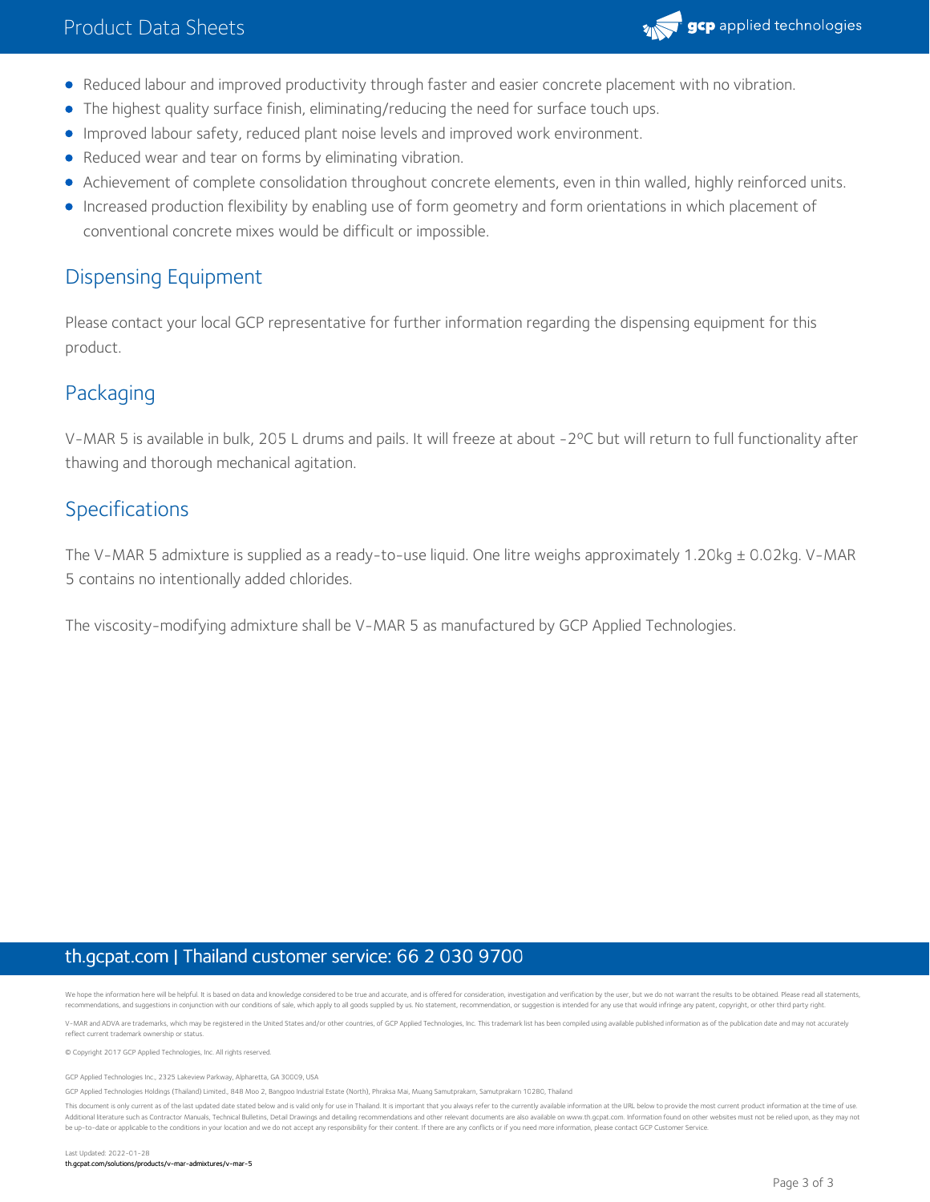- Reduced labour and improved productivity through faster and easier concrete placement with no vibration.
- The highest quality surface finish, eliminating/reducing the need for surface touch ups.
- Improved labour safety, reduced plant noise levels and improved work environment.
- Reduced wear and tear on forms by eliminating vibration.
- Achievement of complete consolidation throughout concrete elements, even in thin walled, highly reinforced units.
- Increased production flexibility by enabling use of form geometry and form orientations in which placement of conventional concrete mixes would be difficult or impossible.

## Dispensing Equipment

Please contact your local GCP representative for further information regarding the dispensing equipment for this product.

## Packaging

V-MAR 5 is available in bulk, 205 L drums and pails. It will freeze at about -2ºC but will return to full functionality after thawing and thorough mechanical agitation.

## Specifications

The V-MAR 5 admixture is supplied as a ready-to-use liquid. One litre weighs approximately 1.20kg ± 0.02kg. V-MAR 5 contains no intentionally added chlorides.

The viscosity-modifying admixture shall be V-MAR 5 as manufactured by GCP Applied Technologies.

th.gcpat.com | Thailand customer service: 66 2 030 9700

We hope the information here will be helpful. It is based on data and knowledge considered to be true and accurate, and is offered for consideration, investigation and verification by the user, but we do not warrant the results to be obtained. Please read all statements, recommendations, and suggestions in conjunction with our conditions of sale, which apply to all goods supplied by us. No statement, recommendation, or suggestion is intended for any use that would infringe any patent, copyright, or other third party right.

V-MAR and ADVA are trademarks, which may be registered in the United States and/or other countries, of GCP Applied Technologies, Inc. This trademark list has been compiled using available published information as of the publication date and may not accurately reflect current trademark ownership or status.

© Copyright 2017 GCP Applied Technologies, Inc. All rights reserved.

GCP Applied Technologies Inc., 2325 Lakeview Parkway, Alpharetta, GA 30009, USA

GCP Applied Technologies Holdings (Thailand) Limited., 848 Moo 2, Bangpoo Industrial Estate (North), Phraksa Mai, Muang Samutprakarn, Samutprakarn 10280, Thailand

This document is only current as of the last updated date stated below and is valid only for use in Thailand. It is important that you always refer to the currently available information at the URL below to provide the most current product information at the time of use. Additional literature such as Contractor Manuals, Technical Bulletins, Detail Drawings and detailing recommendations and other relevant documents are also available on www.th.gcpat.com. Information found on other websites must not be relied upon, as they may not be up-to-date or applicable to the conditions in your location and we do not accept any responsibility for their content. If there are any conflicts or if you need more information, please contact GCP Customer Service.

Last Updated: 2022-01-28
th.gcpat.com/solutions/products/v-mar-admixtures/v-mar-5